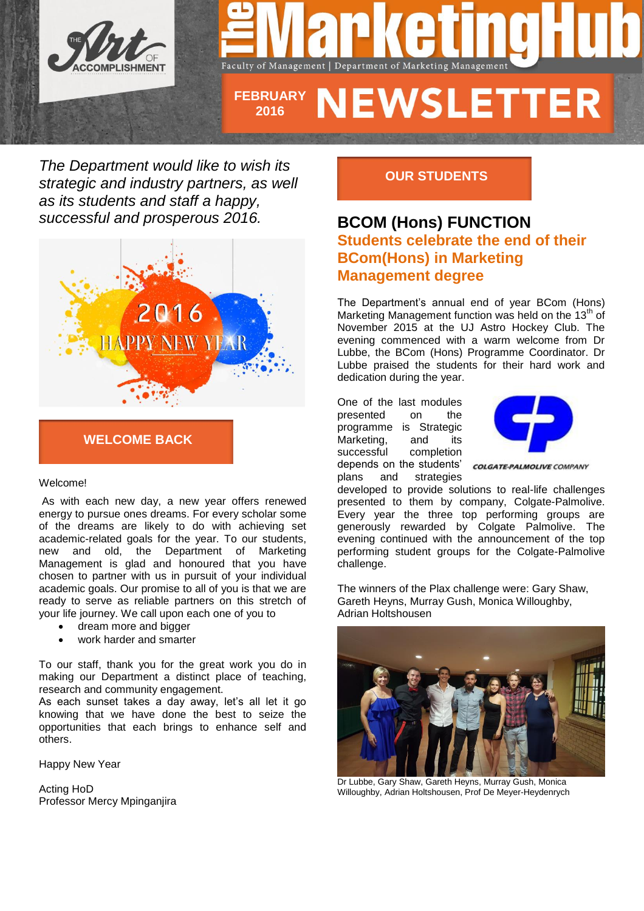# The MarketingHub

Faculty of Management | Department of Marketing Management

## FEBRUARY 2016 NEWSLETTER

*The Department would like to wish its strategic and industry partners, as well as its students and staff a happy, successful and prosperous 2016.*

## WELCOME BACK

Welcome!

As with each new day, a new year offers renewed energy to pursue ones dreams. For every scholar some of the dreams are likely to do with achieving set academic-related goals for the year. To our students, new and old, the Department of Marketing Management is glad and honoured that you have chosen to partner with us in pursuit of your individual academic goals. Our promise to all of you is that we are ready to serve as reliable partners on this stretch of your life journey. We call upon each one of you to

- dream more and bigger
- work harder and smarter

To our staff, thank you for the great work you do in making our Department a distinct place of teaching, research and community engagement.
As each sunset takes a day away, let's all let it go knowing that we have done the best to seize the opportunities that each brings to enhance self and others.

Happy New Year

Acting HoD
Professor Mercy Mpinganjira

## OUR STUDENTS

### BCOM (Hons) FUNCTION

**Students celebrate the end of their BCom(Hons) in Marketing Management degree**

The Department's annual end of year BCom (Hons) Marketing Management function was held on the 13th of November 2015 at the UJ Astro Hockey Club. The evening commenced with a warm welcome from Dr Lubbe, the BCom (Hons) Programme Coordinator. Dr Lubbe praised the students for their hard work and dedication during the year.

One of the last modules presented on the programme is Strategic Marketing, and its successful completion depends on the students' plans and strategies developed to provide solutions to real-life challenges presented to them by company, Colgate-Palmolive. Every year the three top performing groups are generously rewarded by Colgate Palmolive. The evening continued with the announcement of the top performing student groups for the Colgate-Palmolive challenge.

COLGATE-PALMOLIVE COMPANY

The winners of the Plax challenge were: Gary Shaw, Gareth Heyns, Murray Gush, Monica Willoughby, Adrian Holtshousen

Dr Lubbe, Gary Shaw, Gareth Heyns, Murray Gush, Monica Willoughby, Adrian Holtshousen, Prof De Meyer-Heydenrych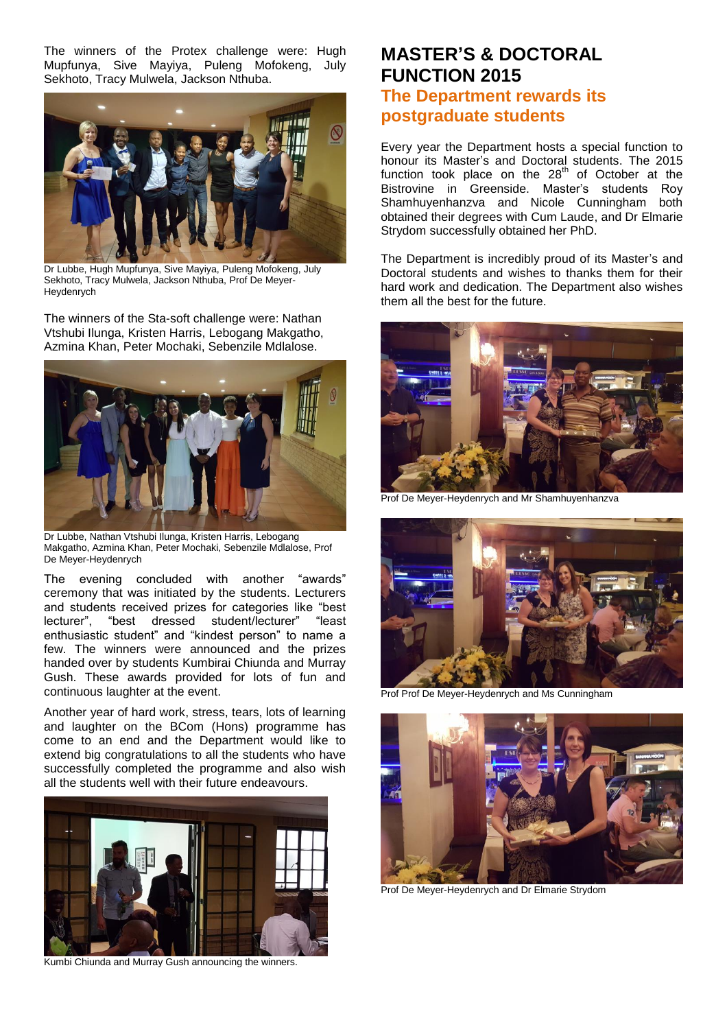The winners of the Protex challenge were: Hugh Mupfunya, Sive Mayiya, Puleng Mofokeng, July Sekhoto, Tracy Mulwela, Jackson Nthuba.

Dr Lubbe, Hugh Mupfunya, Sive Mayiya, Puleng Mofokeng, July Sekhoto, Tracy Mulwela, Jackson Nthuba, Prof De Meyer-Heydenrych

The winners of the Sta-soft challenge were: Nathan Vtshubi Ilunga, Kristen Harris, Lebogang Makgatho, Azmina Khan, Peter Mochaki, Sebenzile Mdlalose.

Dr Lubbe, Nathan Vtshubi Ilunga, Kristen Harris, Lebogang Makgatho, Azmina Khan, Peter Mochaki, Sebenzile Mdlalose, Prof De Meyer-Heydenrych

The evening concluded with another "awards" ceremony that was initiated by the students. Lecturers and students received prizes for categories like "best lecturer", "best dressed student/lecturer" "least enthusiastic student" and "kindest person" to name a few. The winners were announced and the prizes handed over by students Kumbirai Chiunda and Murray Gush. These awards provided for lots of fun and continuous laughter at the event.

Another year of hard work, stress, tears, lots of learning and laughter on the BCom (Hons) programme has come to an end and the Department would like to extend big congratulations to all the students who have successfully completed the programme and also wish all the students well with their future endeavours.

Kumbi Chiunda and Murray Gush announcing the winners.

# MASTER'S & DOCTORAL FUNCTION 2015

## The Department rewards its postgraduate students

Every year the Department hosts a special function to honour its Master's and Doctoral students. The 2015 function took place on the 28th of October at the Bistrovine in Greenside. Master's students Roy Shamhuyenhanzva and Nicole Cunningham both obtained their degrees with Cum Laude, and Dr Elmarie Strydom successfully obtained her PhD.

The Department is incredibly proud of its Master's and Doctoral students and wishes to thanks them for their hard work and dedication. The Department also wishes them all the best for the future.

Prof De Meyer-Heydenrych and Mr Shamhuyenhanzva

Prof Prof De Meyer-Heydenrych and Ms Cunningham

Prof De Meyer-Heydenrych and Dr Elmarie Strydom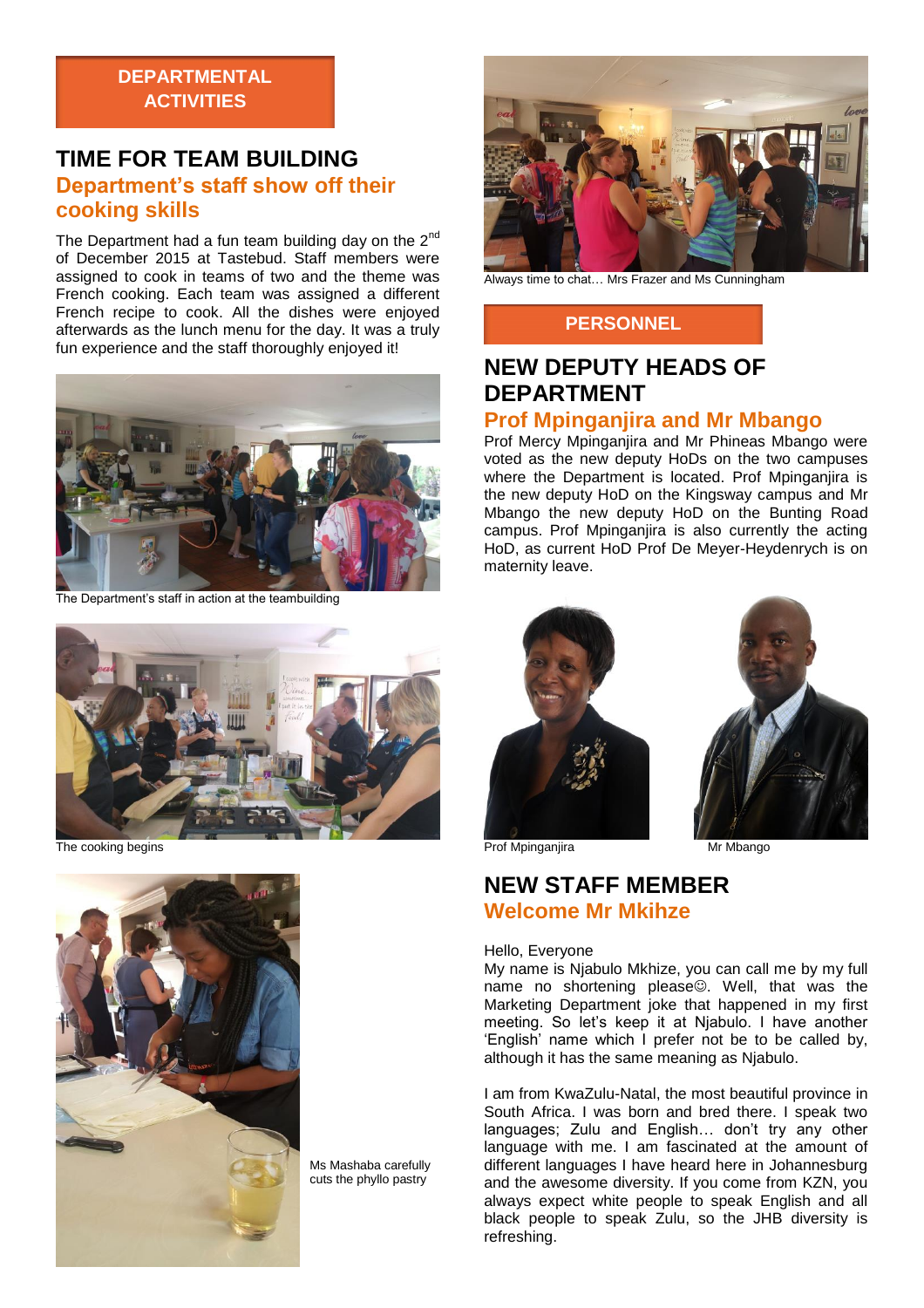DEPARTMENTAL ACTIVITIES

# TIME FOR TEAM BUILDING

## Department's staff show off their cooking skills

The Department had a fun team building day on the 2nd of December 2015 at Tastebud. Staff members were assigned to cook in teams of two and the theme was French cooking. Each team was assigned a different French recipe to cook. All the dishes were enjoyed afterwards as the lunch menu for the day. It was a truly fun experience and the staff thoroughly enjoyed it!

The Department's staff in action at the teambuilding

The cooking begins

Ms Mashaba carefully cuts the phyllo pastry

Always time to chat… Mrs Frazer and Ms Cunningham

PERSONNEL

# NEW DEPUTY HEADS OF DEPARTMENT

## Prof Mpinganjira and Mr Mbango

Prof Mercy Mpinganjira and Mr Phineas Mbango were voted as the new deputy HoDs on the two campuses where the Department is located. Prof Mpinganjira is the new deputy HoD on the Kingsway campus and Mr Mbango the new deputy HoD on the Bunting Road campus. Prof Mpinganjira is also currently the acting HoD, as current HoD Prof De Meyer-Heydenrych is on maternity leave.

Prof Mpinganjira

Mr Mbango

# NEW STAFF MEMBER

## Welcome Mr Mkihze

Hello, Everyone

My name is Njabulo Mkhize, you can call me by my full name no shortening please☺. Well, that was the Marketing Department joke that happened in my first meeting. So let's keep it at Njabulo. I have another 'English' name which I prefer not be to be called by, although it has the same meaning as Njabulo.

I am from KwaZulu-Natal, the most beautiful province in South Africa. I was born and bred there. I speak two languages; Zulu and English… don't try any other language with me. I am fascinated at the amount of different languages I have heard here in Johannesburg and the awesome diversity. If you come from KZN, you always expect white people to speak English and all black people to speak Zulu, so the JHB diversity is refreshing.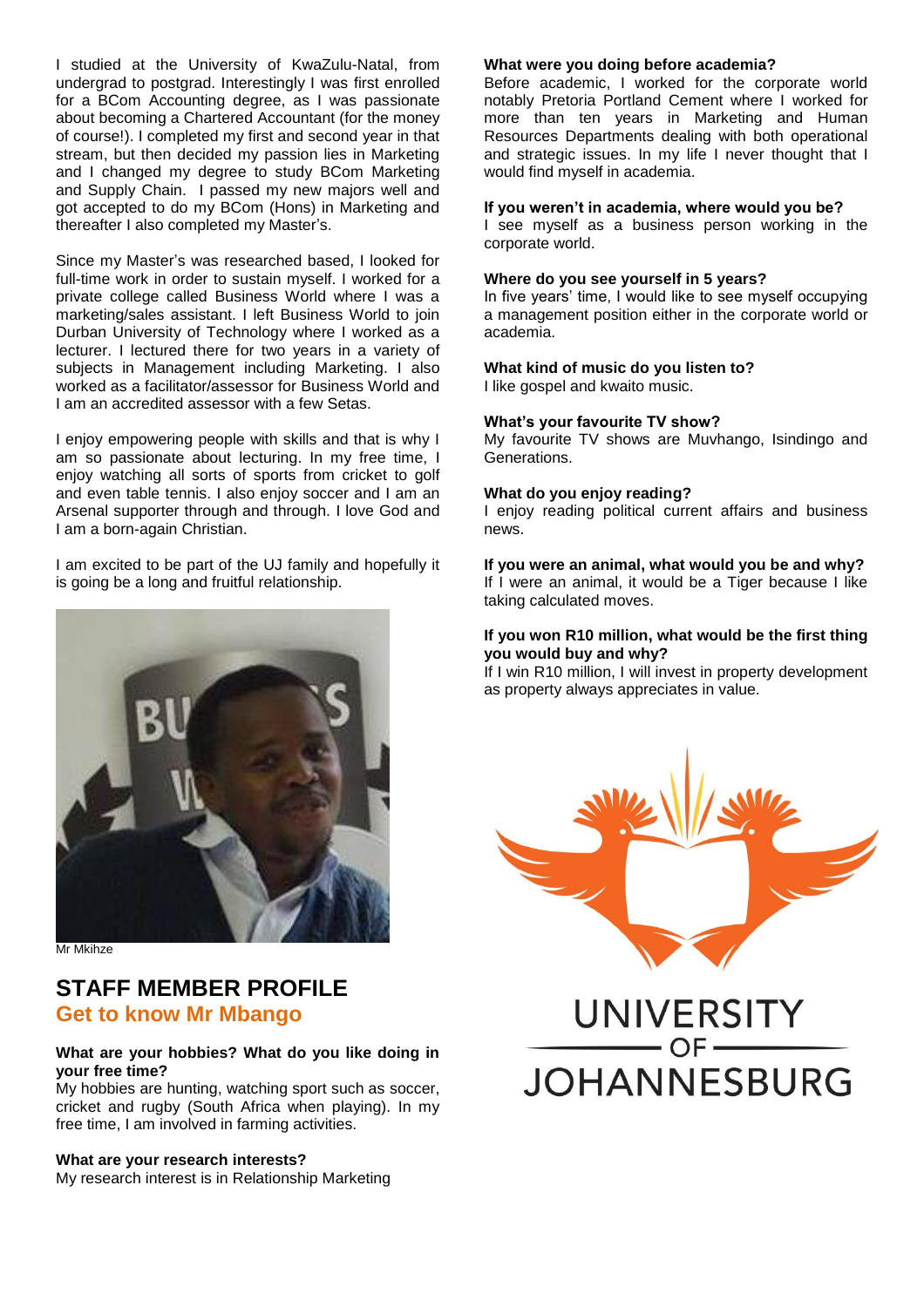I studied at the University of KwaZulu-Natal, from undergrad to postgrad. Interestingly I was first enrolled for a BCom Accounting degree, as I was passionate about becoming a Chartered Accountant (for the money of course!). I completed my first and second year in that stream, but then decided my passion lies in Marketing and I changed my degree to study BCom Marketing and Supply Chain. I passed my new majors well and got accepted to do my BCom (Hons) in Marketing and thereafter I also completed my Master's.

Since my Master's was researched based, I looked for full-time work in order to sustain myself. I worked for a private college called Business World where I was a marketing/sales assistant. I left Business World to join Durban University of Technology where I worked as a lecturer. I lectured there for two years in a variety of subjects in Management including Marketing. I also worked as a facilitator/assessor for Business World and I am an accredited assessor with a few Setas.

I enjoy empowering people with skills and that is why I am so passionate about lecturing. In my free time, I enjoy watching all sorts of sports from cricket to golf and even table tennis. I also enjoy soccer and I am an Arsenal supporter through and through. I love God and I am a born-again Christian.

I am excited to be part of the UJ family and hopefully it is going be a long and fruitful relationship.

Mr Mkihze

## STAFF MEMBER PROFILE

### Get to know Mr Mbango

**What are your hobbies? What do you like doing in your free time?**
My hobbies are hunting, watching sport such as soccer, cricket and rugby (South Africa when playing). In my free time, I am involved in farming activities.

**What are your research interests?**
My research interest is in Relationship Marketing

**What were you doing before academia?**
Before academic, I worked for the corporate world notably Pretoria Portland Cement where I worked for more than ten years in Marketing and Human Resources Departments dealing with both operational and strategic issues. In my life I never thought that I would find myself in academia.

**If you weren't in academia, where would you be?**
I see myself as a business person working in the corporate world.

**Where do you see yourself in 5 years?**
In five years' time, I would like to see myself occupying a management position either in the corporate world or academia.

**What kind of music do you listen to?**
I like gospel and kwaito music.

**What's your favourite TV show?**
My favourite TV shows are Muvhango, Isindingo and Generations.

**What do you enjoy reading?**
I enjoy reading political current affairs and business news.

**If you were an animal, what would you be and why?**
If I were an animal, it would be a Tiger because I like taking calculated moves.

**If you won R10 million, what would be the first thing you would buy and why?**
If I win R10 million, I will invest in property development as property always appreciates in value.

UNIVERSITY OF JOHANNESBURG